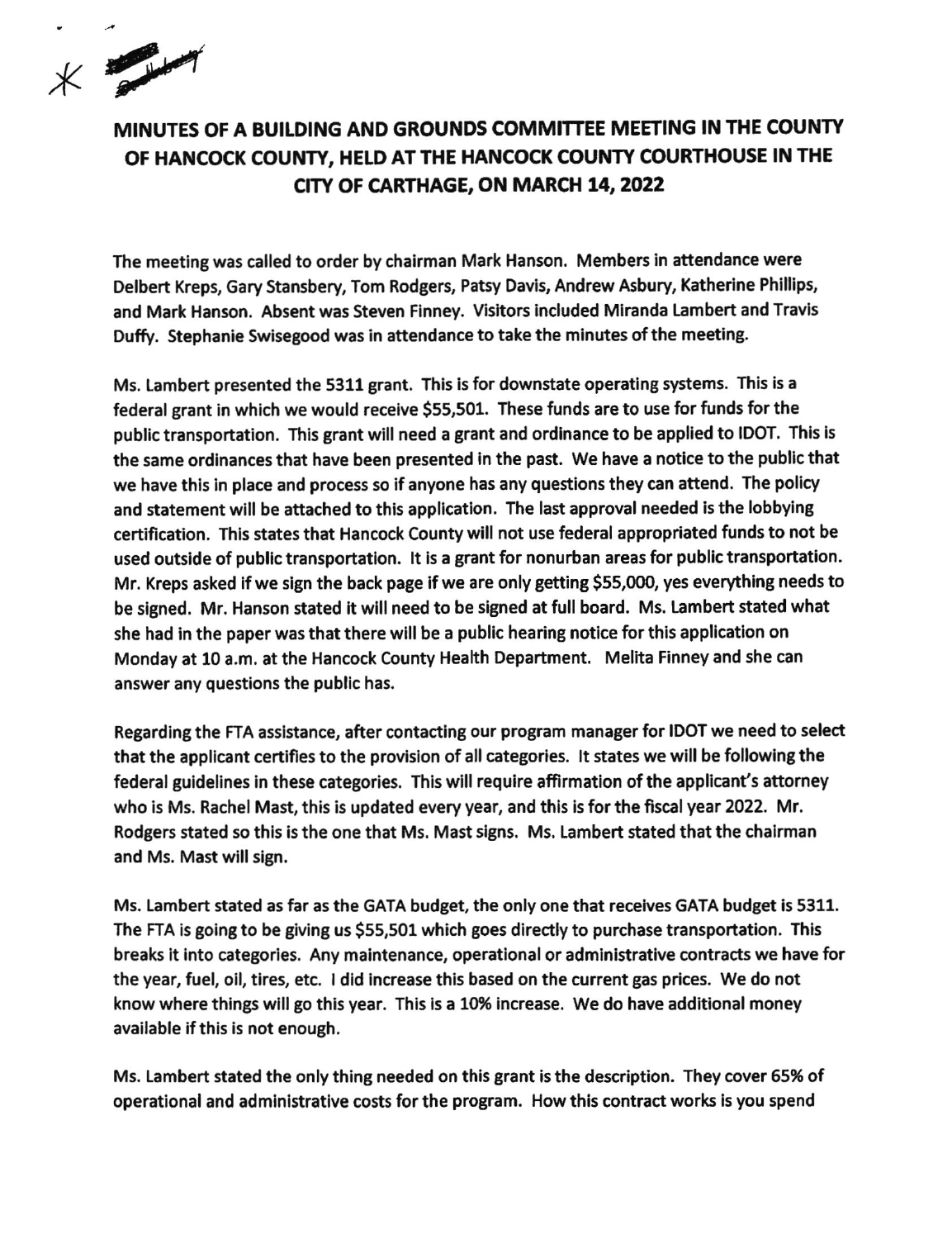# MINUTES OF A BUILDING AND GROUNDS COMMITTEE MEETING IN THE COUNTY OF HANCOCK COUNTY, HELD AT THE HANCOCK COUNTY COURTHOUSE IN THE CITY OF CARTHAGE, ON MARCH 14, 2022

The meeting was called to order by chairman Mark Hanson. Members in attendance were Delbert Kreps, Gary Stansbery, Tom Rodgers, Patsy Davis, Andrew Asbury, Katherine Phillips, and Mark Hanson. Absent was Steven Finney. Visitors included Miranda Lambert and Travis Duffy. Stephanie Swisegood was in attendance to take the minutes of the meeting.

Ms. Lambert presented the 5311 grant. This is for downstate operating systems. This is a federal grant in which we would receive $55,501. These funds are to use for funds for the public transportation. This grant will need a grant and ordinance to be applied to IDOT. This is the same ordinances that have been presented in the past. We have a notice to the public that we have this in place and process so if anyone has any questions they can attend. The policy and statement will be attached to this application. The last approval needed is the lobbying certification. This states that Hancock County will not use federal appropriated funds to not be used outside of public transportation. It is a grant for nonurban areas for public transportation. Mr. Kreps asked if we sign the back page if we are only getting $55,000, yes everything needs to be signed. Mr. Hanson stated it will need to be signed at full board. Ms. Lambert stated what she had in the paper was that there will be a public hearing notice for this application on Monday at 10 a.m. at the Hancock County Health Department. Melita Finney and she can answer any questions the public has.

Regarding the FTA assistance, after contacting our program manager for IDOT we need to select that the applicant certifies to the provision of all categories. It states we will be following the federal guidelines in these categories. This will require affirmation of the applicant's attorney who is Ms. Rachel Mast, this is updated every year, and this is for the fiscal year 2022. Mr. Rodgers stated so this is the one that Ms. Mast signs. Ms. Lambert stated that the chairman and Ms. Mast will sign.

Ms. Lambert stated as far as the GATA budget, the only one that receives GATA budget is 5311. The FTA is going to be giving us $55,501 which goes directly to purchase transportation. This breaks it into categories. Any maintenance, operational or administrative contracts we have for the year, fuel, oil, tires, etc. I did increase this based on the current gas prices. We do not know where things will go this year. This is a 10% increase. We do have additional money available if this is not enough.

Ms. Lambert stated the only thing needed on this grant is the description. They cover 65% of operational and administrative costs for the program. How this contract works is you spend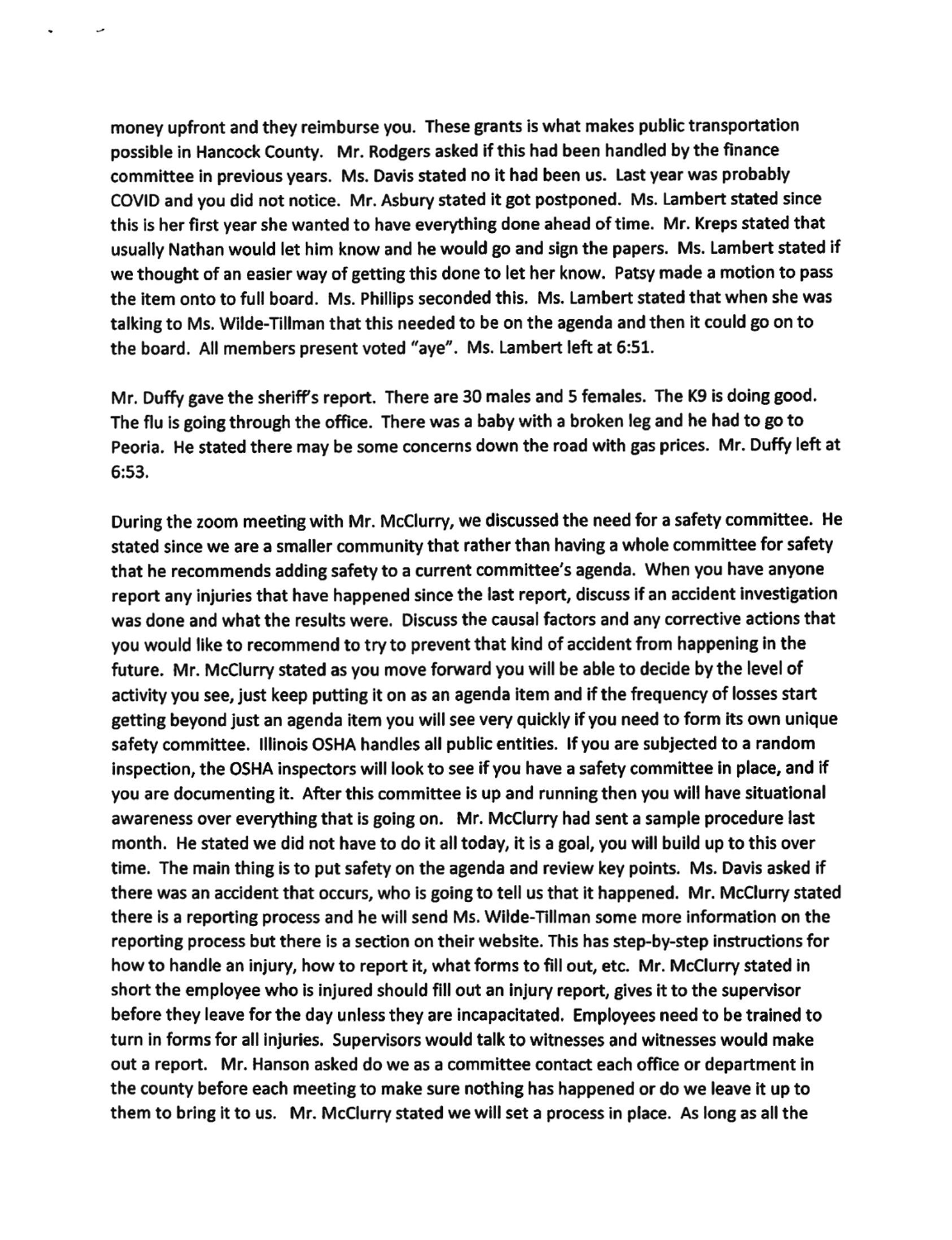money upfront and they reimburse you. These grants is what makes public transportation possible in Hancock County. Mr. Rodgers asked if this had been handled by the finance committee in previous years. Ms. Davis stated no it had been us. Last year was probably COVID and you did not notice. Mr. Asbury stated it got postponed. Ms. Lambert stated since this is her first year she wanted to have everything done ahead of time. Mr. Kreps stated that usually Nathan would let him know and he would go and sign the papers. Ms. Lambert stated if we thought of an easier way of getting this done to let her know. Patsy made a motion to pass the item onto to full board. Ms. Phillips seconded this. Ms. Lambert stated that when she was talking to Ms. Wilde-Tillman that this needed to be on the agenda and then it could go on to the board. All members present voted "aye". Ms. Lambert left at 6:51.

Mr. Duffy gave the sheriff's report. There are 30 males and 5 females. The K9 is doing good. The flu is going through the office. There was a baby with a broken leg and he had to go to Peoria. He stated there may be some concerns down the road with gas prices. Mr. Duffy left at 6:53.

During the zoom meeting with Mr. McClurry, we discussed the need for a safety committee. He stated since we are a smaller community that rather than having a whole committee for safety that he recommends adding safety to a current committee's agenda. When you have anyone report any injuries that have happened since the last report, discuss if an accident investigation was done and what the results were. Discuss the causal factors and any corrective actions that you would like to recommend to try to prevent that kind of accident from happening in the future. Mr. McClurry stated as you move forward you will be able to decide by the level of activity you see, just keep putting it on as an agenda item and if the frequency of losses start getting beyond just an agenda item you will see very quickly if you need to form its own unique safety committee. Illinois OSHA handles all public entities. If you are subjected to a random inspection, the OSHA inspectors will look to see if you have a safety committee in place, and if you are documenting it. After this committee is up and running then you will have situational awareness over everything that is going on. Mr. McClurry had sent a sample procedure last month. He stated we did not have to do it all today, it is a goal, you will build up to this over time. The main thing is to put safety on the agenda and review key points. Ms. Davis asked if there was an accident that occurs, who is going to tell us that it happened. Mr. McClurry stated there is a reporting process and he will send Ms. Wilde-Tillman some more information on the reporting process but there is a section on their website. This has step-by-step instructions for how to handle an injury, how to report it, what forms to fill out, etc. Mr. McClurry stated in short the employee who is injured should fill out an injury report, gives it to the supervisor before they leave for the day unless they are incapacitated. Employees need to be trained to turn in forms for all injuries. Supervisors would talk to witnesses and witnesses would make out a report. Mr. Hanson asked do we as a committee contact each office or department in the county before each meeting to make sure nothing has happened or do we leave it up to them to bring it to us. Mr. McClurry stated we will set a process in place. As long as all the